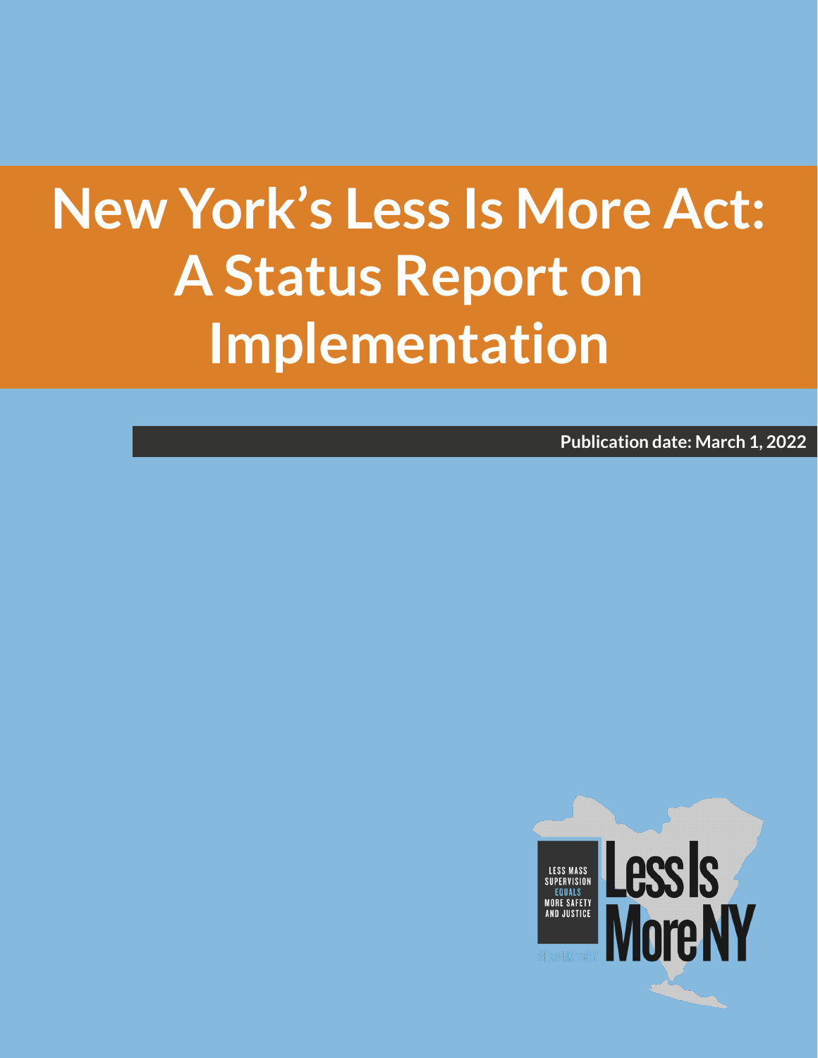# New York's Less Is More Act: A Status Report on Implementation

**Publication date: March 1, 2022**

LESS MASS SUPERVISION EQUALS MORE SAFETY AND JUSTICE

Less Is More NY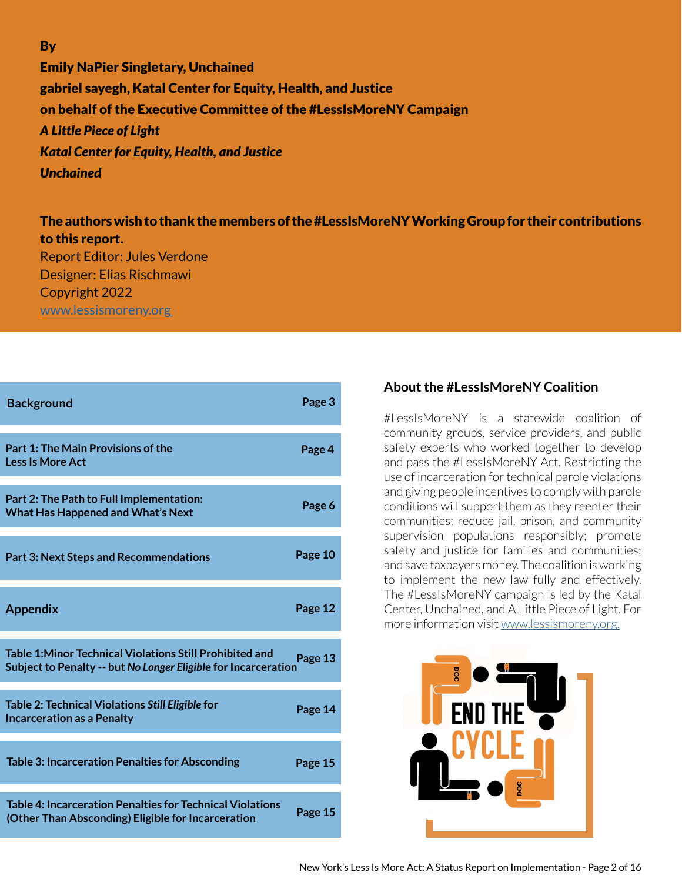**By**

**Emily NaPier Singletary, Unchained**

**gabriel sayegh, Katal Center for Equity, Health, and Justice**

**on behalf of the Executive Committee of the #LessIsMoreNY Campaign**

***A Little Piece of Light***

***Katal Center for Equity, Health, and Justice***

***Unchained***

**The authors wish to thank the members of the #LessIsMoreNY Working Group for their contributions to this report.**

Report Editor: Jules Verdone

Designer: Elias Rischmawi

Copyright 2022

www.lessismoreny.org

| Contents | Page |
|---|---|
| **Background** | **Page 3** |
| **Part 1: The Main Provisions of the Less Is More Act** | **Page 4** |
| **Part 2: The Path to Full Implementation: What Has Happened and What's Next** | **Page 6** |
| **Part 3: Next Steps and Recommendations** | **Page 10** |
| **Appendix** | **Page 12** |
| **Table 1: Minor Technical Violations Still Prohibited and Subject to Penalty -- but *No Longer Eligible* for Incarceration** | **Page 13** |
| **Table 2: Technical Violations *Still Eligible* for Incarceration as a Penalty** | **Page 14** |
| **Table 3: Incarceration Penalties for Absconding** | **Page 15** |
| **Table 4: Incarceration Penalties for Technical Violations (Other Than Absconding) Eligible for Incarceration** | **Page 15** |

## About the #LessIsMoreNY Coalition

#LessIsMoreNY is a statewide coalition of community groups, service providers, and public safety experts who worked together to develop and pass the #LessIsMoreNY Act. Restricting the use of incarceration for technical parole violations and giving people incentives to comply with parole conditions will support them as they reenter their communities; reduce jail, prison, and community supervision populations responsibly; promote safety and justice for families and communities; and save taxpayers money. The coalition is working to implement the new law fully and effectively. The #LessIsMoreNY campaign is led by the Katal Center, Unchained, and A Little Piece of Light. For more information visit www.lessismoreny.org.

END THE CYCLE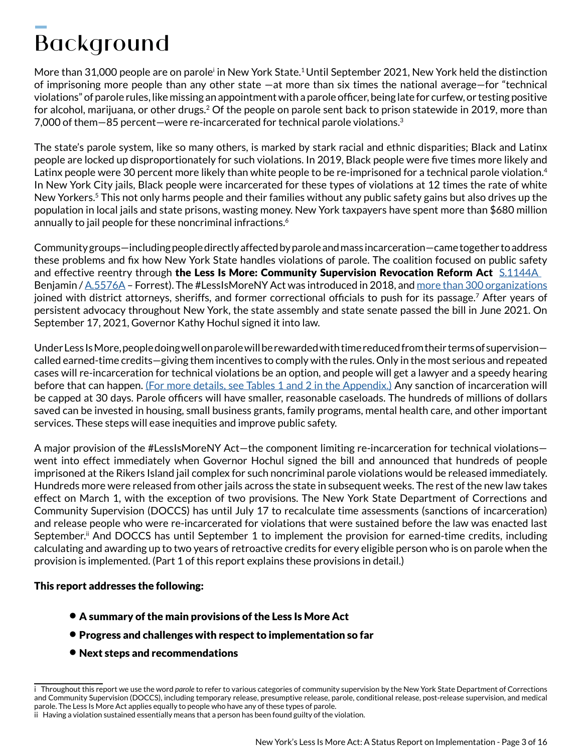# Background

More than 31,000 people are on parole[i] in New York State.[1] Until September 2021, New York held the distinction of imprisoning more people than any other state —at more than six times the national average—for "technical violations" of parole rules, like missing an appointment with a parole officer, being late for curfew, or testing positive for alcohol, marijuana, or other drugs.[2] Of the people on parole sent back to prison statewide in 2019, more than 7,000 of them—85 percent—were re-incarcerated for technical parole violations.[3]

The state's parole system, like so many others, is marked by stark racial and ethnic disparities; Black and Latinx people are locked up disproportionately for such violations. In 2019, Black people were five times more likely and Latinx people were 30 percent more likely than white people to be re-imprisoned for a technical parole violation.[4] In New York City jails, Black people were incarcerated for these types of violations at 12 times the rate of white New Yorkers.[5] This not only harms people and their families without any public safety gains but also drives up the population in local jails and state prisons, wasting money. New York taxpayers have spent more than $680 million annually to jail people for these noncriminal infractions.[6]

Community groups—including people directly affected by parole and mass incarceration—came together to address these problems and fix how New York State handles violations of parole. The coalition focused on public safety and effective reentry through **the Less Is More: Community Supervision Revocation Reform Act** S.1144A Benjamin / A.5576A – Forrest). The #LessIsMoreNY Act was introduced in 2018, and more than 300 organizations joined with district attorneys, sheriffs, and former correctional officials to push for its passage.[7] After years of persistent advocacy throughout New York, the state assembly and state senate passed the bill in June 2021. On September 17, 2021, Governor Kathy Hochul signed it into law.

Under Less Is More, people doing well on parole will be rewarded with time reduced from their terms of supervision—called earned-time credits—giving them incentives to comply with the rules. Only in the most serious and repeated cases will re-incarceration for technical violations be an option, and people will get a lawyer and a speedy hearing before that can happen. (For more details, see Tables 1 and 2 in the Appendix.) Any sanction of incarceration will be capped at 30 days. Parole officers will have smaller, reasonable caseloads. The hundreds of millions of dollars saved can be invested in housing, small business grants, family programs, mental health care, and other important services. These steps will ease inequities and improve public safety.

A major provision of the #LessIsMoreNY Act—the component limiting re-incarceration for technical violations—went into effect immediately when Governor Hochul signed the bill and announced that hundreds of people imprisoned at the Rikers Island jail complex for such noncriminal parole violations would be released immediately. Hundreds more were released from other jails across the state in subsequent weeks. The rest of the new law takes effect on March 1, with the exception of two provisions. The New York State Department of Corrections and Community Supervision (DOCCS) has until July 17 to recalculate time assessments (sanctions of incarceration) and release people who were re-incarcerated for violations that were sustained before the law was enacted last September.[ii] And DOCCS has until September 1 to implement the provision for earned-time credits, including calculating and awarding up to two years of retroactive credits for every eligible person who is on parole when the provision is implemented. (Part 1 of this report explains these provisions in detail.)

**This report addresses the following:**

- **A summary of the main provisions of the Less Is More Act**
- **Progress and challenges with respect to implementation so far**
- **Next steps and recommendations**

---

i Throughout this report we use the word *parole* to refer to various categories of community supervision by the New York State Department of Corrections and Community Supervision (DOCCS), including temporary release, presumptive release, parole, conditional release, post-release supervision, and medical parole. The Less Is More Act applies equally to people who have any of these types of parole.

ii Having a violation sustained essentially means that a person has been found guilty of the violation.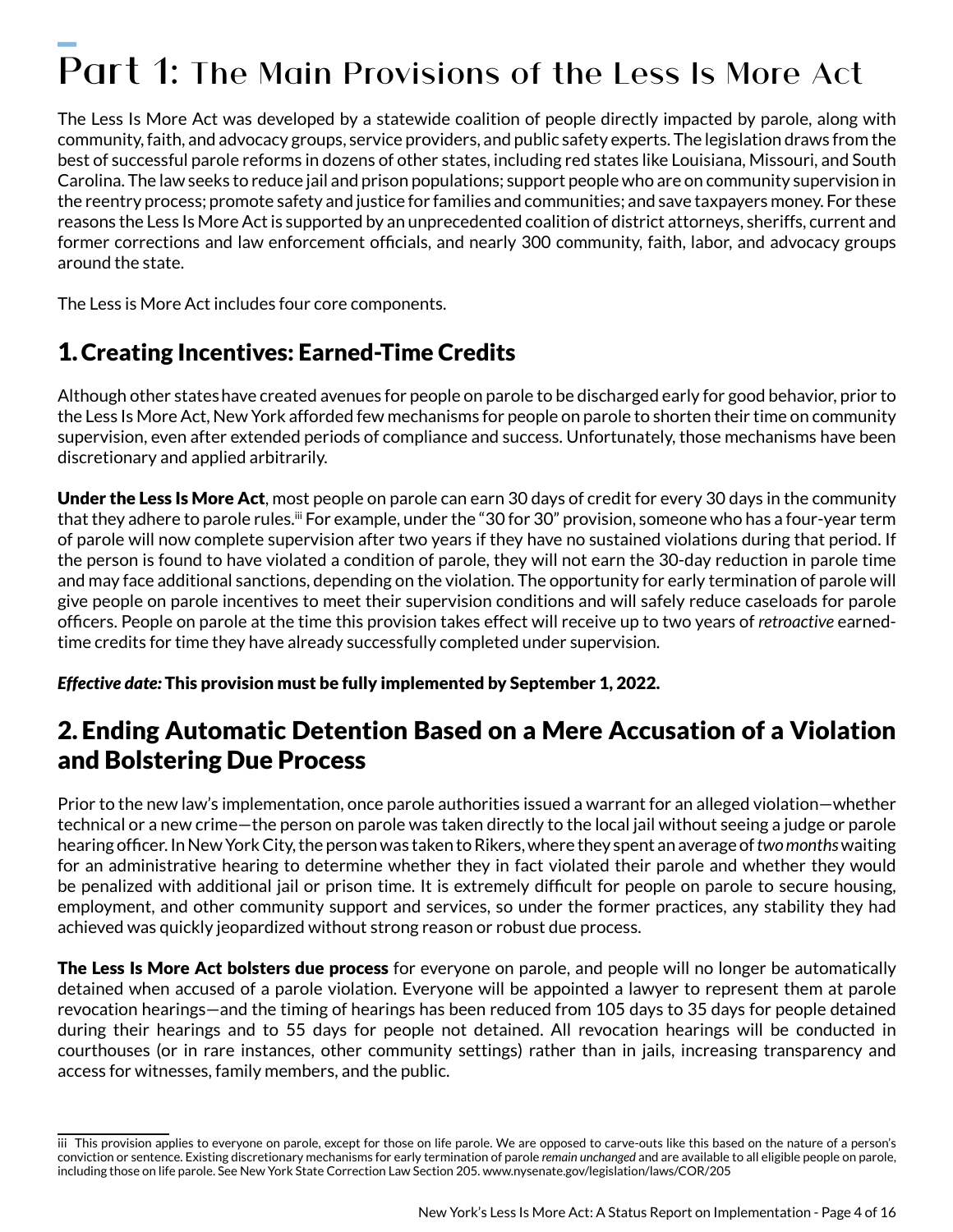# Part 1: The Main Provisions of the Less Is More Act

The Less Is More Act was developed by a statewide coalition of people directly impacted by parole, along with community, faith, and advocacy groups, service providers, and public safety experts. The legislation draws from the best of successful parole reforms in dozens of other states, including red states like Louisiana, Missouri, and South Carolina. The law seeks to reduce jail and prison populations; support people who are on community supervision in the reentry process; promote safety and justice for families and communities; and save taxpayers money. For these reasons the Less Is More Act is supported by an unprecedented coalition of district attorneys, sheriffs, current and former corrections and law enforcement officials, and nearly 300 community, faith, labor, and advocacy groups around the state.

The Less is More Act includes four core components.

## 1. Creating Incentives: Earned-Time Credits

Although other states have created avenues for people on parole to be discharged early for good behavior, prior to the Less Is More Act, New York afforded few mechanisms for people on parole to shorten their time on community supervision, even after extended periods of compliance and success. Unfortunately, those mechanisms have been discretionary and applied arbitrarily.

**Under the Less Is More Act**, most people on parole can earn 30 days of credit for every 30 days in the community that they adhere to parole rules.[iii] For example, under the "30 for 30" provision, someone who has a four-year term of parole will now complete supervision after two years if they have no sustained violations during that period. If the person is found to have violated a condition of parole, they will not earn the 30-day reduction in parole time and may face additional sanctions, depending on the violation. The opportunity for early termination of parole will give people on parole incentives to meet their supervision conditions and will safely reduce caseloads for parole officers. People on parole at the time this provision takes effect will receive up to two years of *retroactive* earned-time credits for time they have already successfully completed under supervision.

***Effective date:*** **This provision must be fully implemented by September 1, 2022.**

## 2. Ending Automatic Detention Based on a Mere Accusation of a Violation and Bolstering Due Process

Prior to the new law's implementation, once parole authorities issued a warrant for an alleged violation—whether technical or a new crime—the person on parole was taken directly to the local jail without seeing a judge or parole hearing officer. In New York City, the person was taken to Rikers, where they spent an average of *two months* waiting for an administrative hearing to determine whether they in fact violated their parole and whether they would be penalized with additional jail or prison time. It is extremely difficult for people on parole to secure housing, employment, and other community support and services, so under the former practices, any stability they had achieved was quickly jeopardized without strong reason or robust due process.

**The Less Is More Act bolsters due process** for everyone on parole, and people will no longer be automatically detained when accused of a parole violation. Everyone will be appointed a lawyer to represent them at parole revocation hearings—and the timing of hearings has been reduced from 105 days to 35 days for people detained during their hearings and to 55 days for people not detained. All revocation hearings will be conducted in courthouses (or in rare instances, other community settings) rather than in jails, increasing transparency and access for witnesses, family members, and the public.

---

iii This provision applies to everyone on parole, except for those on life parole. We are opposed to carve-outs like this based on the nature of a person's conviction or sentence. Existing discretionary mechanisms for early termination of parole *remain unchanged* and are available to all eligible people on parole, including those on life parole. See New York State Correction Law Section 205. www.nysenate.gov/legislation/laws/COR/205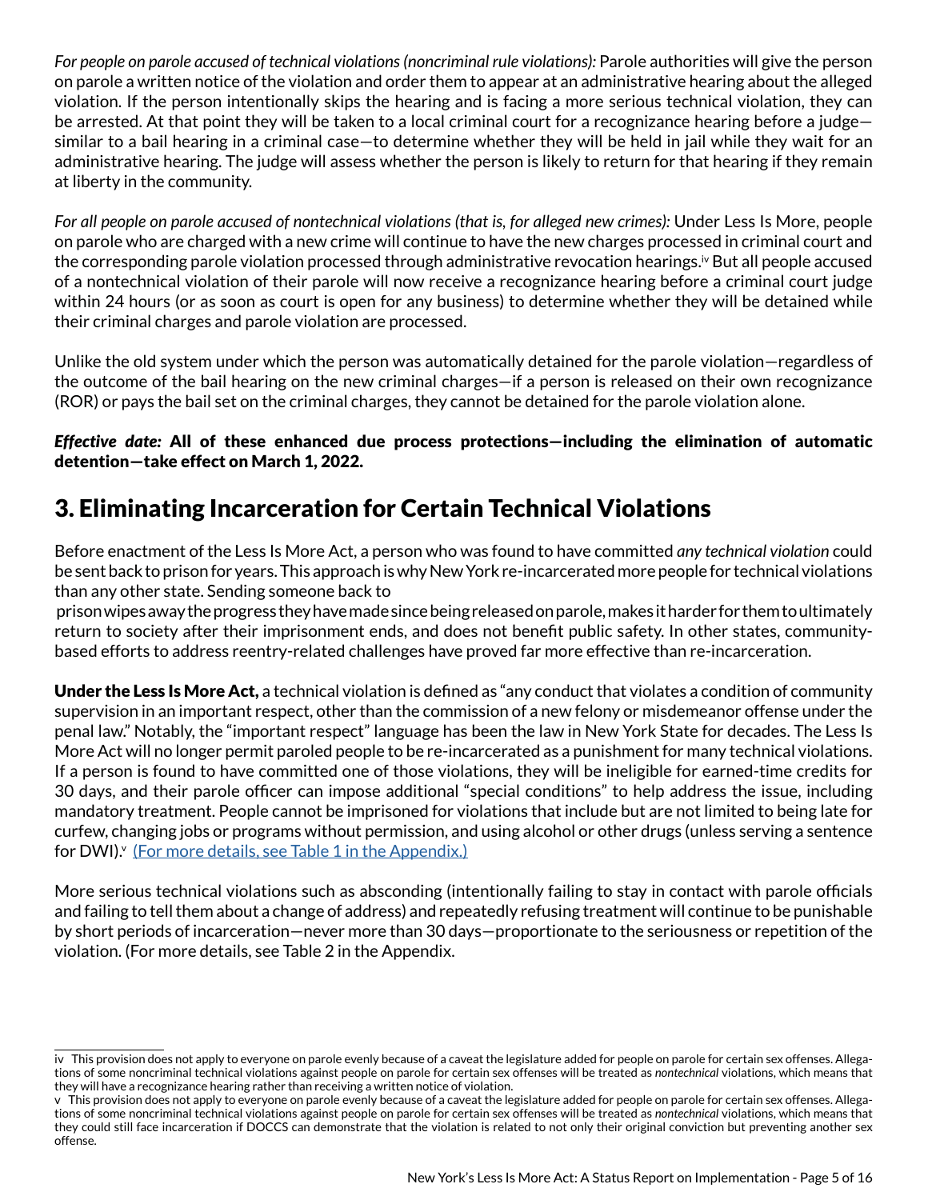*For people on parole accused of technical violations (noncriminal rule violations):* Parole authorities will give the person on parole a written notice of the violation and order them to appear at an administrative hearing about the alleged violation. If the person intentionally skips the hearing and is facing a more serious technical violation, they can be arrested. At that point they will be taken to a local criminal court for a recognizance hearing before a judge—similar to a bail hearing in a criminal case—to determine whether they will be held in jail while they wait for an administrative hearing. The judge will assess whether the person is likely to return for that hearing if they remain at liberty in the community.

*For all people on parole accused of nontechnical violations (that is, for alleged new crimes):* Under Less Is More, people on parole who are charged with a new crime will continue to have the new charges processed in criminal court and the corresponding parole violation processed through administrative revocation hearings.[iv] But all people accused of a nontechnical violation of their parole will now receive a recognizance hearing before a criminal court judge within 24 hours (or as soon as court is open for any business) to determine whether they will be detained while their criminal charges and parole violation are processed.

Unlike the old system under which the person was automatically detained for the parole violation—regardless of the outcome of the bail hearing on the new criminal charges—if a person is released on their own recognizance (ROR) or pays the bail set on the criminal charges, they cannot be detained for the parole violation alone.

***Effective date:* All of these enhanced due process protections—including the elimination of automatic detention—take effect on March 1, 2022.**

## 3. Eliminating Incarceration for Certain Technical Violations

Before enactment of the Less Is More Act, a person who was found to have committed *any technical violation* could be sent back to prison for years. This approach is why New York re-incarcerated more people for technical violations than any other state. Sending someone back to prison wipes away the progress they have made since being released on parole, makes it harder for them to ultimately return to society after their imprisonment ends, and does not benefit public safety. In other states, community-based efforts to address reentry-related challenges have proved far more effective than re-incarceration.

**Under the Less Is More Act,** a technical violation is defined as "any conduct that violates a condition of community supervision in an important respect, other than the commission of a new felony or misdemeanor offense under the penal law." Notably, the "important respect" language has been the law in New York State for decades. The Less Is More Act will no longer permit paroled people to be re-incarcerated as a punishment for many technical violations. If a person is found to have committed one of those violations, they will be ineligible for earned-time credits for 30 days, and their parole officer can impose additional "special conditions" to help address the issue, including mandatory treatment. People cannot be imprisoned for violations that include but are not limited to being late for curfew, changing jobs or programs without permission, and using alcohol or other drugs (unless serving a sentence for DWI).[v] (For more details, see Table 1 in the Appendix.)

More serious technical violations such as absconding (intentionally failing to stay in contact with parole officials and failing to tell them about a change of address) and repeatedly refusing treatment will continue to be punishable by short periods of incarceration—never more than 30 days—proportionate to the seriousness or repetition of the violation. (For more details, see Table 2 in the Appendix.

---

iv This provision does not apply to everyone on parole evenly because of a caveat the legislature added for people on parole for certain sex offenses. Allegations of some noncriminal technical violations against people on parole for certain sex offenses will be treated as *nontechnical* violations, which means that they will have a recognizance hearing rather than receiving a written notice of violation.

v This provision does not apply to everyone on parole evenly because of a caveat the legislature added for people on parole for certain sex offenses. Allegations of some noncriminal technical violations against people on parole for certain sex offenses will be treated as *nontechnical* violations, which means that they could still face incarceration if DOCCS can demonstrate that the violation is related to not only their original conviction but preventing another sex offense.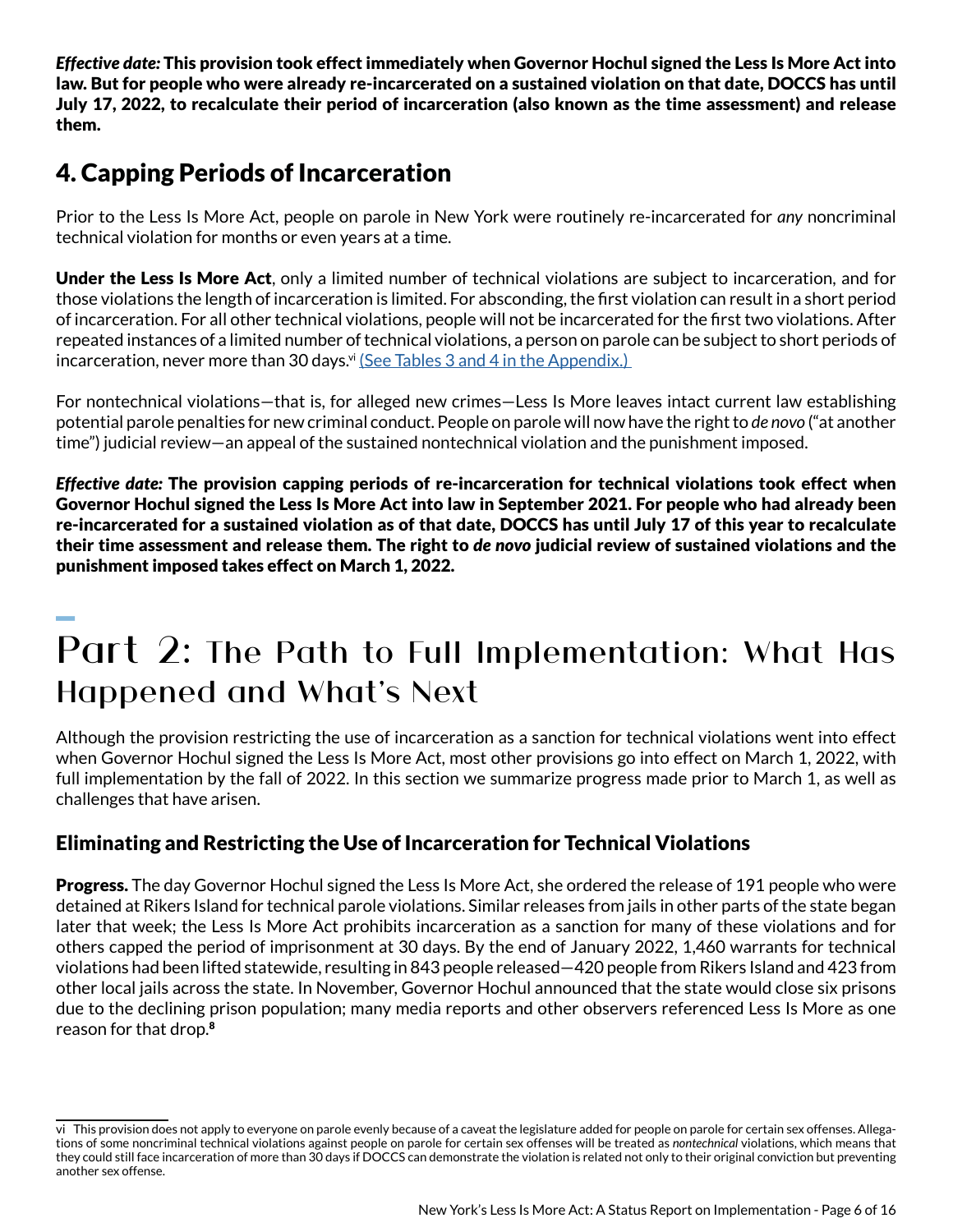***Effective date:*** **This provision took effect immediately when Governor Hochul signed the Less Is More Act into law. But for people who were already re-incarcerated on a sustained violation on that date, DOCCS has until July 17, 2022, to recalculate their period of incarceration (also known as the time assessment) and release them.**

## 4. Capping Periods of Incarceration

Prior to the Less Is More Act, people on parole in New York were routinely re-incarcerated for *any* noncriminal technical violation for months or even years at a time.

**Under the Less Is More Act**, only a limited number of technical violations are subject to incarceration, and for those violations the length of incarceration is limited. For absconding, the first violation can result in a short period of incarceration. For all other technical violations, people will not be incarcerated for the first two violations. After repeated instances of a limited number of technical violations, a person on parole can be subject to short periods of incarceration, never more than 30 days.[vi] (See Tables 3 and 4 in the Appendix.)

For nontechnical violations—that is, for alleged new crimes—Less Is More leaves intact current law establishing potential parole penalties for new criminal conduct. People on parole will now have the right to *de novo* ("at another time") judicial review—an appeal of the sustained nontechnical violation and the punishment imposed.

***Effective date:*** **The provision capping periods of re-incarceration for technical violations took effect when Governor Hochul signed the Less Is More Act into law in September 2021. For people who had already been re-incarcerated for a sustained violation as of that date, DOCCS has until July 17 of this year to recalculate their time assessment and release them. The right to *de novo* judicial review of sustained violations and the punishment imposed takes effect on March 1, 2022.**

# Part 2: The Path to Full Implementation: What Has Happened and What's Next

Although the provision restricting the use of incarceration as a sanction for technical violations went into effect when Governor Hochul signed the Less Is More Act, most other provisions go into effect on March 1, 2022, with full implementation by the fall of 2022. In this section we summarize progress made prior to March 1, as well as challenges that have arisen.

### Eliminating and Restricting the Use of Incarceration for Technical Violations

**Progress.** The day Governor Hochul signed the Less Is More Act, she ordered the release of 191 people who were detained at Rikers Island for technical parole violations. Similar releases from jails in other parts of the state began later that week; the Less Is More Act prohibits incarceration as a sanction for many of these violations and for others capped the period of imprisonment at 30 days. By the end of January 2022, 1,460 warrants for technical violations had been lifted statewide, resulting in 843 people released—420 people from Rikers Island and 423 from other local jails across the state. In November, Governor Hochul announced that the state would close six prisons due to the declining prison population; many media reports and other observers referenced Less Is More as one reason for that drop.[8]

---

vi This provision does not apply to everyone on parole evenly because of a caveat the legislature added for people on parole for certain sex offenses. Allegations of some noncriminal technical violations against people on parole for certain sex offenses will be treated as *nontechnical* violations, which means that they could still face incarceration of more than 30 days if DOCCS can demonstrate the violation is related not only to their original conviction but preventing another sex offense.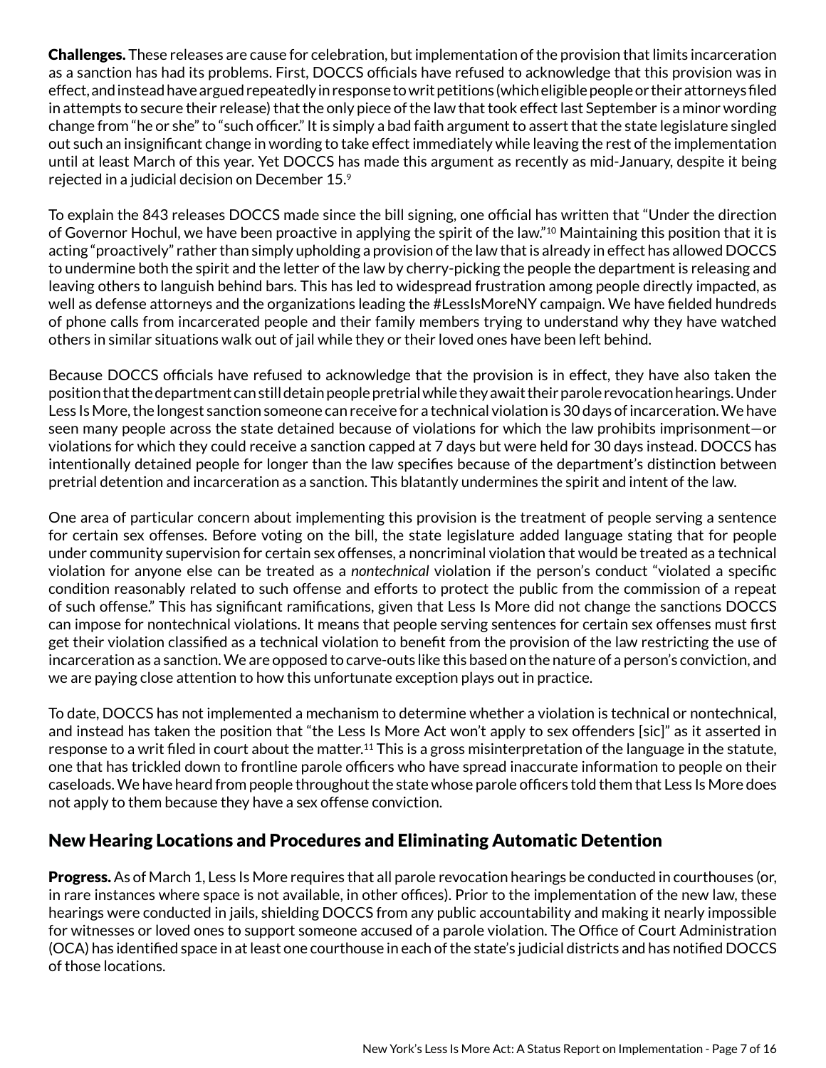**Challenges.** These releases are cause for celebration, but implementation of the provision that limits incarceration as a sanction has had its problems. First, DOCCS officials have refused to acknowledge that this provision was in effect, and instead have argued repeatedly in response to writ petitions (which eligible people or their attorneys filed in attempts to secure their release) that the only piece of the law that took effect last September is a minor wording change from "he or she" to "such officer." It is simply a bad faith argument to assert that the state legislature singled out such an insignificant change in wording to take effect immediately while leaving the rest of the implementation until at least March of this year. Yet DOCCS has made this argument as recently as mid-January, despite it being rejected in a judicial decision on December 15.[9]

To explain the 843 releases DOCCS made since the bill signing, one official has written that "Under the direction of Governor Hochul, we have been proactive in applying the spirit of the law."[10] Maintaining this position that it is acting "proactively" rather than simply upholding a provision of the law that is already in effect has allowed DOCCS to undermine both the spirit and the letter of the law by cherry-picking the people the department is releasing and leaving others to languish behind bars. This has led to widespread frustration among people directly impacted, as well as defense attorneys and the organizations leading the #LessIsMoreNY campaign. We have fielded hundreds of phone calls from incarcerated people and their family members trying to understand why they have watched others in similar situations walk out of jail while they or their loved ones have been left behind.

Because DOCCS officials have refused to acknowledge that the provision is in effect, they have also taken the position that the department can still detain people pretrial while they await their parole revocation hearings. Under Less Is More, the longest sanction someone can receive for a technical violation is 30 days of incarceration. We have seen many people across the state detained because of violations for which the law prohibits imprisonment—or violations for which they could receive a sanction capped at 7 days but were held for 30 days instead. DOCCS has intentionally detained people for longer than the law specifies because of the department's distinction between pretrial detention and incarceration as a sanction. This blatantly undermines the spirit and intent of the law.

One area of particular concern about implementing this provision is the treatment of people serving a sentence for certain sex offenses. Before voting on the bill, the state legislature added language stating that for people under community supervision for certain sex offenses, a noncriminal violation that would be treated as a technical violation for anyone else can be treated as a *nontechnical* violation if the person's conduct "violated a specific condition reasonably related to such offense and efforts to protect the public from the commission of a repeat of such offense." This has significant ramifications, given that Less Is More did not change the sanctions DOCCS can impose for nontechnical violations. It means that people serving sentences for certain sex offenses must first get their violation classified as a technical violation to benefit from the provision of the law restricting the use of incarceration as a sanction. We are opposed to carve-outs like this based on the nature of a person's conviction, and we are paying close attention to how this unfortunate exception plays out in practice.

To date, DOCCS has not implemented a mechanism to determine whether a violation is technical or nontechnical, and instead has taken the position that "the Less Is More Act won't apply to sex offenders [sic]" as it asserted in response to a writ filed in court about the matter.[11] This is a gross misinterpretation of the language in the statute, one that has trickled down to frontline parole officers who have spread inaccurate information to people on their caseloads. We have heard from people throughout the state whose parole officers told them that Less Is More does not apply to them because they have a sex offense conviction.

## New Hearing Locations and Procedures and Eliminating Automatic Detention

**Progress.** As of March 1, Less Is More requires that all parole revocation hearings be conducted in courthouses (or, in rare instances where space is not available, in other offices). Prior to the implementation of the new law, these hearings were conducted in jails, shielding DOCCS from any public accountability and making it nearly impossible for witnesses or loved ones to support someone accused of a parole violation. The Office of Court Administration (OCA) has identified space in at least one courthouse in each of the state's judicial districts and has notified DOCCS of those locations.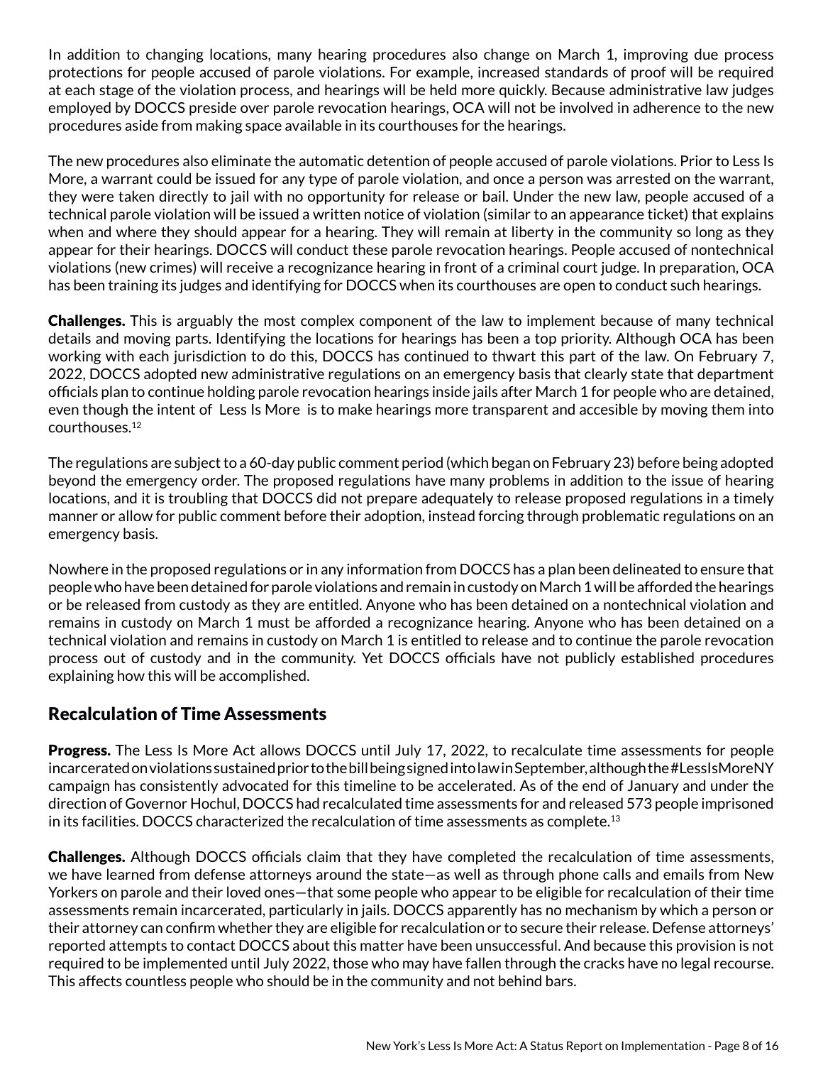In addition to changing locations, many hearing procedures also change on March 1, improving due process protections for people accused of parole violations. For example, increased standards of proof will be required at each stage of the violation process, and hearings will be held more quickly. Because administrative law judges employed by DOCCS preside over parole revocation hearings, OCA will not be involved in adherence to the new procedures aside from making space available in its courthouses for the hearings.

The new procedures also eliminate the automatic detention of people accused of parole violations. Prior to Less Is More, a warrant could be issued for any type of parole violation, and once a person was arrested on the warrant, they were taken directly to jail with no opportunity for release or bail. Under the new law, people accused of a technical parole violation will be issued a written notice of violation (similar to an appearance ticket) that explains when and where they should appear for a hearing. They will remain at liberty in the community so long as they appear for their hearings. DOCCS will conduct these parole revocation hearings. People accused of nontechnical violations (new crimes) will receive a recognizance hearing in front of a criminal court judge. In preparation, OCA has been training its judges and identifying for DOCCS when its courthouses are open to conduct such hearings.

**Challenges.** This is arguably the most complex component of the law to implement because of many technical details and moving parts. Identifying the locations for hearings has been a top priority. Although OCA has been working with each jurisdiction to do this, DOCCS has continued to thwart this part of the law. On February 7, 2022, DOCCS adopted new administrative regulations on an emergency basis that clearly state that department officials plan to continue holding parole revocation hearings inside jails after March 1 for people who are detained, even though the intent of Less Is More is to make hearings more transparent and accesible by moving them into courthouses.[12]

The regulations are subject to a 60-day public comment period (which began on February 23) before being adopted beyond the emergency order. The proposed regulations have many problems in addition to the issue of hearing locations, and it is troubling that DOCCS did not prepare adequately to release proposed regulations in a timely manner or allow for public comment before their adoption, instead forcing through problematic regulations on an emergency basis.

Nowhere in the proposed regulations or in any information from DOCCS has a plan been delineated to ensure that people who have been detained for parole violations and remain in custody on March 1 will be afforded the hearings or be released from custody as they are entitled. Anyone who has been detained on a nontechnical violation and remains in custody on March 1 must be afforded a recognizance hearing. Anyone who has been detained on a technical violation and remains in custody on March 1 is entitled to release and to continue the parole revocation process out of custody and in the community. Yet DOCCS officials have not publicly established procedures explaining how this will be accomplished.

## Recalculation of Time Assessments

**Progress.** The Less Is More Act allows DOCCS until July 17, 2022, to recalculate time assessments for people incarcerated on violations sustained prior to the bill being signed into law in September, although the #LessIsMoreNY campaign has consistently advocated for this timeline to be accelerated. As of the end of January and under the direction of Governor Hochul, DOCCS had recalculated time assessments for and released 573 people imprisoned in its facilities. DOCCS characterized the recalculation of time assessments as complete.[13]

**Challenges.** Although DOCCS officials claim that they have completed the recalculation of time assessments, we have learned from defense attorneys around the state—as well as through phone calls and emails from New Yorkers on parole and their loved ones—that some people who appear to be eligible for recalculation of their time assessments remain incarcerated, particularly in jails. DOCCS apparently has no mechanism by which a person or their attorney can confirm whether they are eligible for recalculation or to secure their release. Defense attorneys' reported attempts to contact DOCCS about this matter have been unsuccessful. And because this provision is not required to be implemented until July 2022, those who may have fallen through the cracks have no legal recourse. This affects countless people who should be in the community and not behind bars.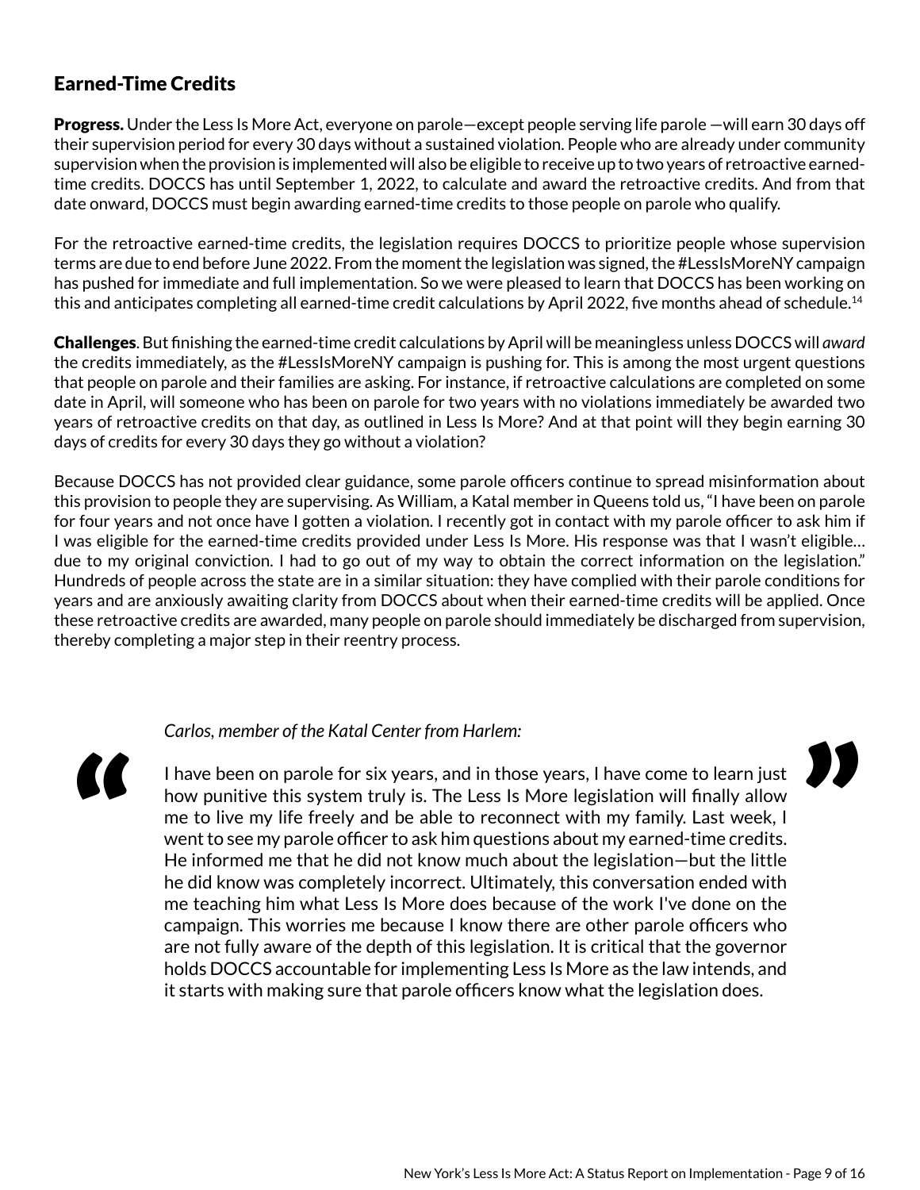## Earned-Time Credits

**Progress.** Under the Less Is More Act, everyone on parole—except people serving life parole —will earn 30 days off their supervision period for every 30 days without a sustained violation. People who are already under community supervision when the provision is implemented will also be eligible to receive up to two years of retroactive earned-time credits. DOCCS has until September 1, 2022, to calculate and award the retroactive credits. And from that date onward, DOCCS must begin awarding earned-time credits to those people on parole who qualify.

For the retroactive earned-time credits, the legislation requires DOCCS to prioritize people whose supervision terms are due to end before June 2022. From the moment the legislation was signed, the #LessIsMoreNY campaign has pushed for immediate and full implementation. So we were pleased to learn that DOCCS has been working on this and anticipates completing all earned-time credit calculations by April 2022, five months ahead of schedule.[14]

**Challenges**. But finishing the earned-time credit calculations by April will be meaningless unless DOCCS will *award* the credits immediately, as the #LessIsMoreNY campaign is pushing for. This is among the most urgent questions that people on parole and their families are asking. For instance, if retroactive calculations are completed on some date in April, will someone who has been on parole for two years with no violations immediately be awarded two years of retroactive credits on that day, as outlined in Less Is More? And at that point will they begin earning 30 days of credits for every 30 days they go without a violation?

Because DOCCS has not provided clear guidance, some parole officers continue to spread misinformation about this provision to people they are supervising. As William, a Katal member in Queens told us, "I have been on parole for four years and not once have I gotten a violation. I recently got in contact with my parole officer to ask him if I was eligible for the earned-time credits provided under Less Is More. His response was that I wasn't eligible… due to my original conviction. I had to go out of my way to obtain the correct information on the legislation." Hundreds of people across the state are in a similar situation: they have complied with their parole conditions for years and are anxiously awaiting clarity from DOCCS about when their earned-time credits will be applied. Once these retroactive credits are awarded, many people on parole should immediately be discharged from supervision, thereby completing a major step in their reentry process.

> *Carlos, member of the Katal Center from Harlem:*
>
> I have been on parole for six years, and in those years, I have come to learn just how punitive this system truly is. The Less Is More legislation will finally allow me to live my life freely and be able to reconnect with my family. Last week, I went to see my parole officer to ask him questions about my earned-time credits. He informed me that he did not know much about the legislation—but the little he did know was completely incorrect. Ultimately, this conversation ended with me teaching him what Less Is More does because of the work I've done on the campaign. This worries me because I know there are other parole officers who are not fully aware of the depth of this legislation. It is critical that the governor holds DOCCS accountable for implementing Less Is More as the law intends, and it starts with making sure that parole officers know what the legislation does.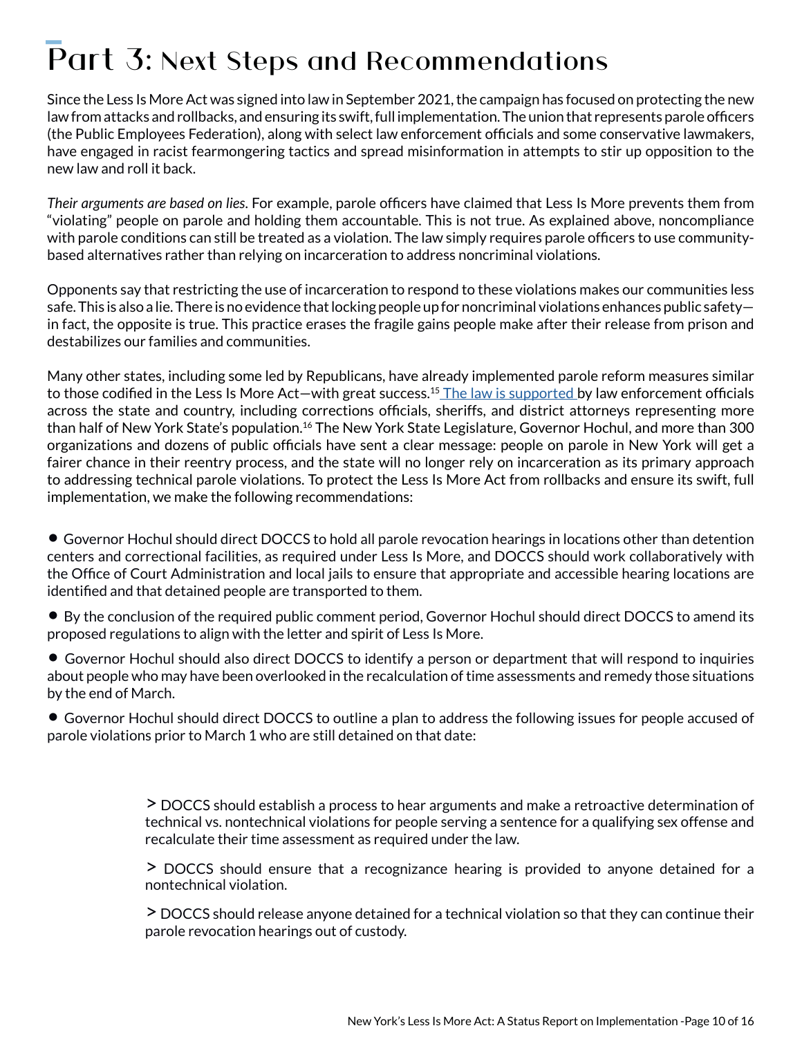# Part 3: Next Steps and Recommendations

Since the Less Is More Act was signed into law in September 2021, the campaign has focused on protecting the new law from attacks and rollbacks, and ensuring its swift, full implementation. The union that represents parole officers (the Public Employees Federation), along with select law enforcement officials and some conservative lawmakers, have engaged in racist fearmongering tactics and spread misinformation in attempts to stir up opposition to the new law and roll it back.

*Their arguments are based on lies*. For example, parole officers have claimed that Less Is More prevents them from "violating" people on parole and holding them accountable. This is not true. As explained above, noncompliance with parole conditions can still be treated as a violation. The law simply requires parole officers to use community-based alternatives rather than relying on incarceration to address noncriminal violations.

Opponents say that restricting the use of incarceration to respond to these violations makes our communities less safe. This is also a lie. There is no evidence that locking people up for noncriminal violations enhances public safety—in fact, the opposite is true. This practice erases the fragile gains people make after their release from prison and destabilizes our families and communities.

Many other states, including some led by Republicans, have already implemented parole reform measures similar to those codified in the Less Is More Act—with great success.[15] [The law is supported](#) by law enforcement officials across the state and country, including corrections officials, sheriffs, and district attorneys representing more than half of New York State's population.[16] The New York State Legislature, Governor Hochul, and more than 300 organizations and dozens of public officials have sent a clear message: people on parole in New York will get a fairer chance in their reentry process, and the state will no longer rely on incarceration as its primary approach to addressing technical parole violations. To protect the Less Is More Act from rollbacks and ensure its swift, full implementation, we make the following recommendations:

- Governor Hochul should direct DOCCS to hold all parole revocation hearings in locations other than detention centers and correctional facilities, as required under Less Is More, and DOCCS should work collaboratively with the Office of Court Administration and local jails to ensure that appropriate and accessible hearing locations are identified and that detained people are transported to them.
- By the conclusion of the required public comment period, Governor Hochul should direct DOCCS to amend its proposed regulations to align with the letter and spirit of Less Is More.
- Governor Hochul should also direct DOCCS to identify a person or department that will respond to inquiries about people who may have been overlooked in the recalculation of time assessments and remedy those situations by the end of March.
- Governor Hochul should direct DOCCS to outline a plan to address the following issues for people accused of parole violations prior to March 1 who are still detained on that date:
  - DOCCS should establish a process to hear arguments and make a retroactive determination of technical vs. nontechnical violations for people serving a sentence for a qualifying sex offense and recalculate their time assessment as required under the law.
  - DOCCS should ensure that a recognizance hearing is provided to anyone detained for a nontechnical violation.
  - DOCCS should release anyone detained for a technical violation so that they can continue their parole revocation hearings out of custody.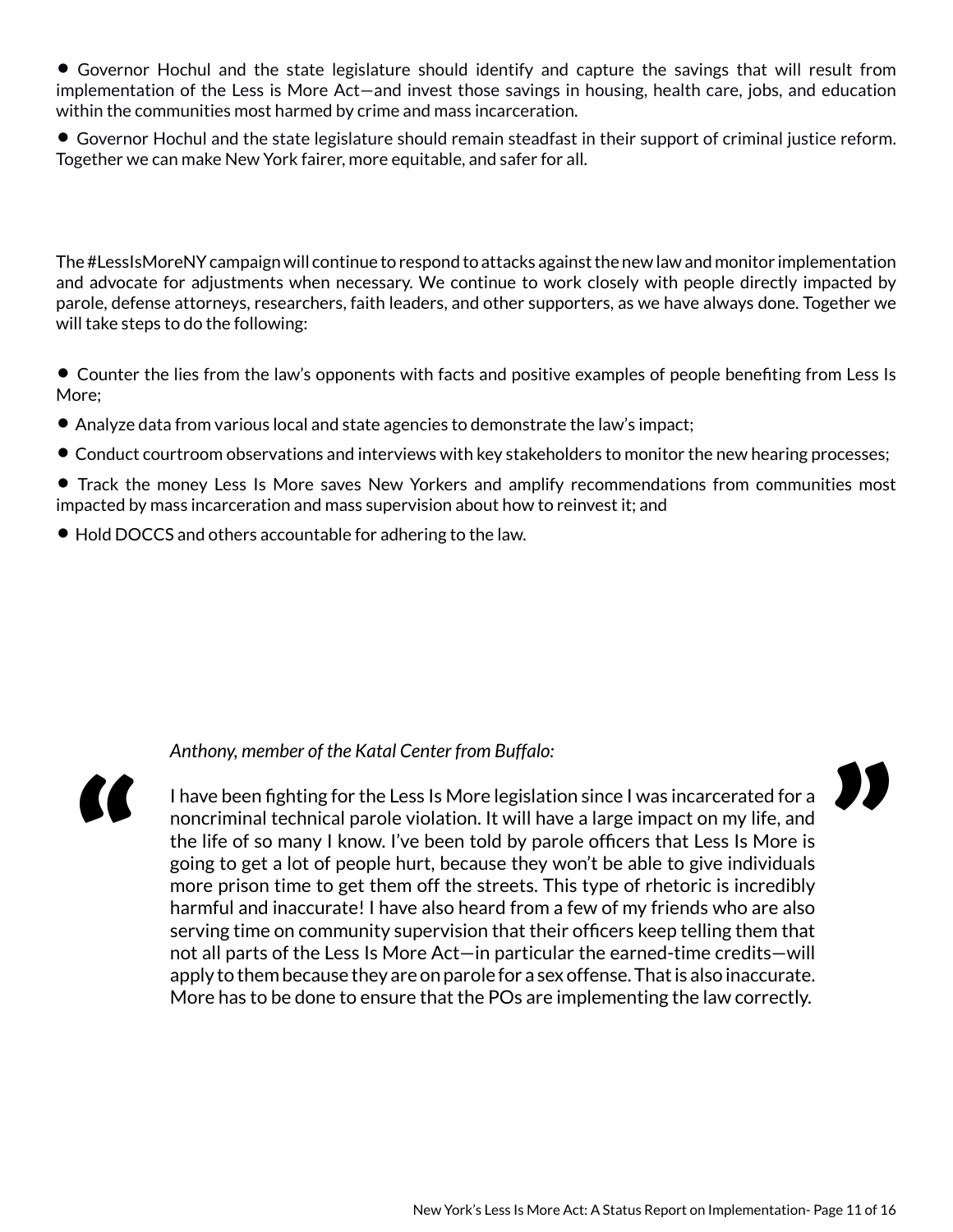- Governor Hochul and the state legislature should identify and capture the savings that will result from implementation of the Less is More Act—and invest those savings in housing, health care, jobs, and education within the communities most harmed by crime and mass incarceration.
- Governor Hochul and the state legislature should remain steadfast in their support of criminal justice reform. Together we can make New York fairer, more equitable, and safer for all.

The #LessIsMoreNY campaign will continue to respond to attacks against the new law and monitor implementation and advocate for adjustments when necessary. We continue to work closely with people directly impacted by parole, defense attorneys, researchers, faith leaders, and other supporters, as we have always done. Together we will take steps to do the following:

- Counter the lies from the law's opponents with facts and positive examples of people benefiting from Less Is More;
- Analyze data from various local and state agencies to demonstrate the law's impact;
- Conduct courtroom observations and interviews with key stakeholders to monitor the new hearing processes;
- Track the money Less Is More saves New Yorkers and amplify recommendations from communities most impacted by mass incarceration and mass supervision about how to reinvest it; and
- Hold DOCCS and others accountable for adhering to the law.

> *Anthony, member of the Katal Center from Buffalo:*
>
> I have been fighting for the Less Is More legislation since I was incarcerated for a noncriminal technical parole violation. It will have a large impact on my life, and the life of so many I know. I've been told by parole officers that Less Is More is going to get a lot of people hurt, because they won't be able to give individuals more prison time to get them off the streets. This type of rhetoric is incredibly harmful and inaccurate! I have also heard from a few of my friends who are also serving time on community supervision that their officers keep telling them that not all parts of the Less Is More Act—in particular the earned-time credits—will apply to them because they are on parole for a sex offense. That is also inaccurate. More has to be done to ensure that the POs are implementing the law correctly.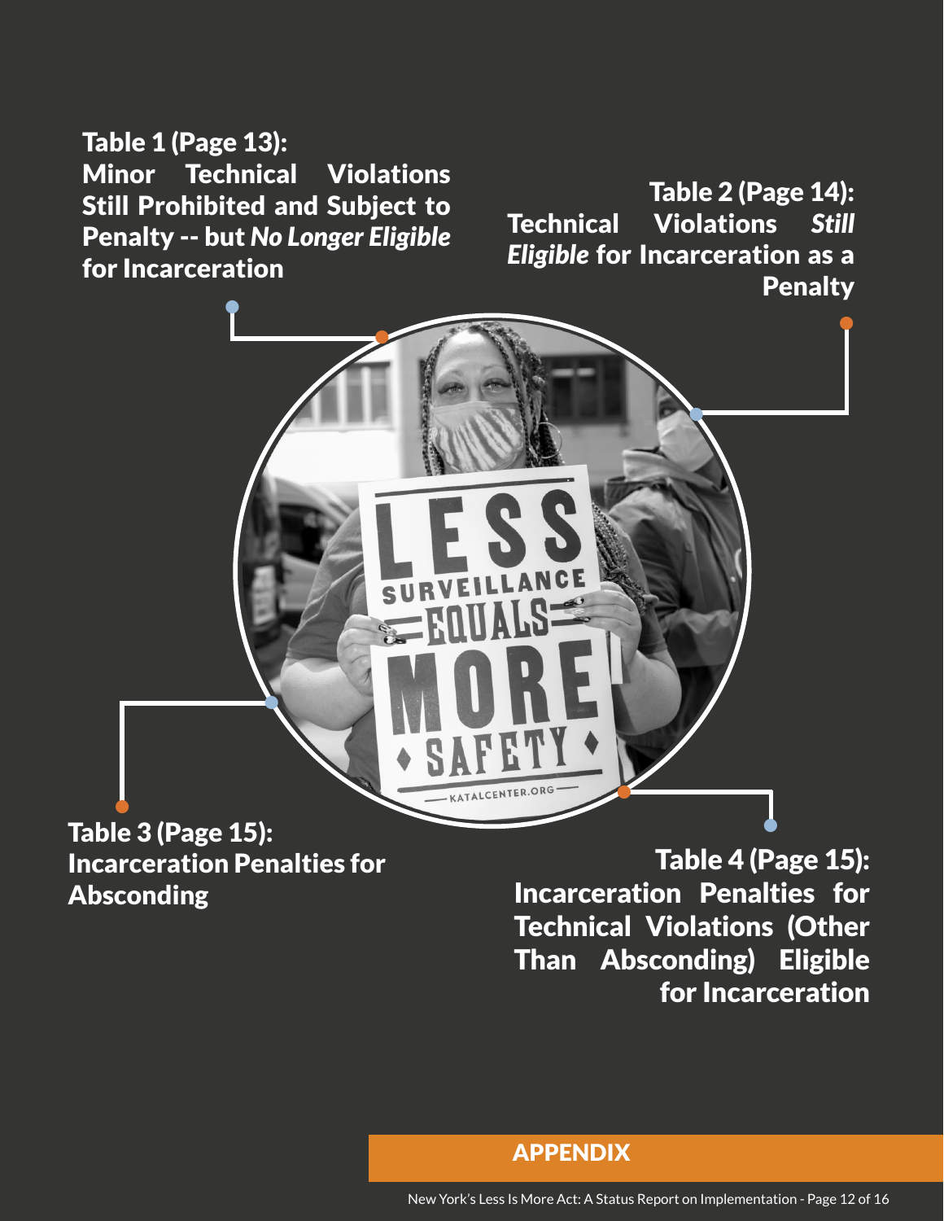**Table 1 (Page 13): Minor Technical Violations Still Prohibited and Subject to Penalty -- but *No Longer Eligible* for Incarceration**

**Table 2 (Page 14): Technical Violations *Still Eligible* for Incarceration as a Penalty**

**Table 3 (Page 15): Incarceration Penalties for Absconding**

**Table 4 (Page 15): Incarceration Penalties for Technical Violations (Other Than Absconding) Eligible for Incarceration**

## APPENDIX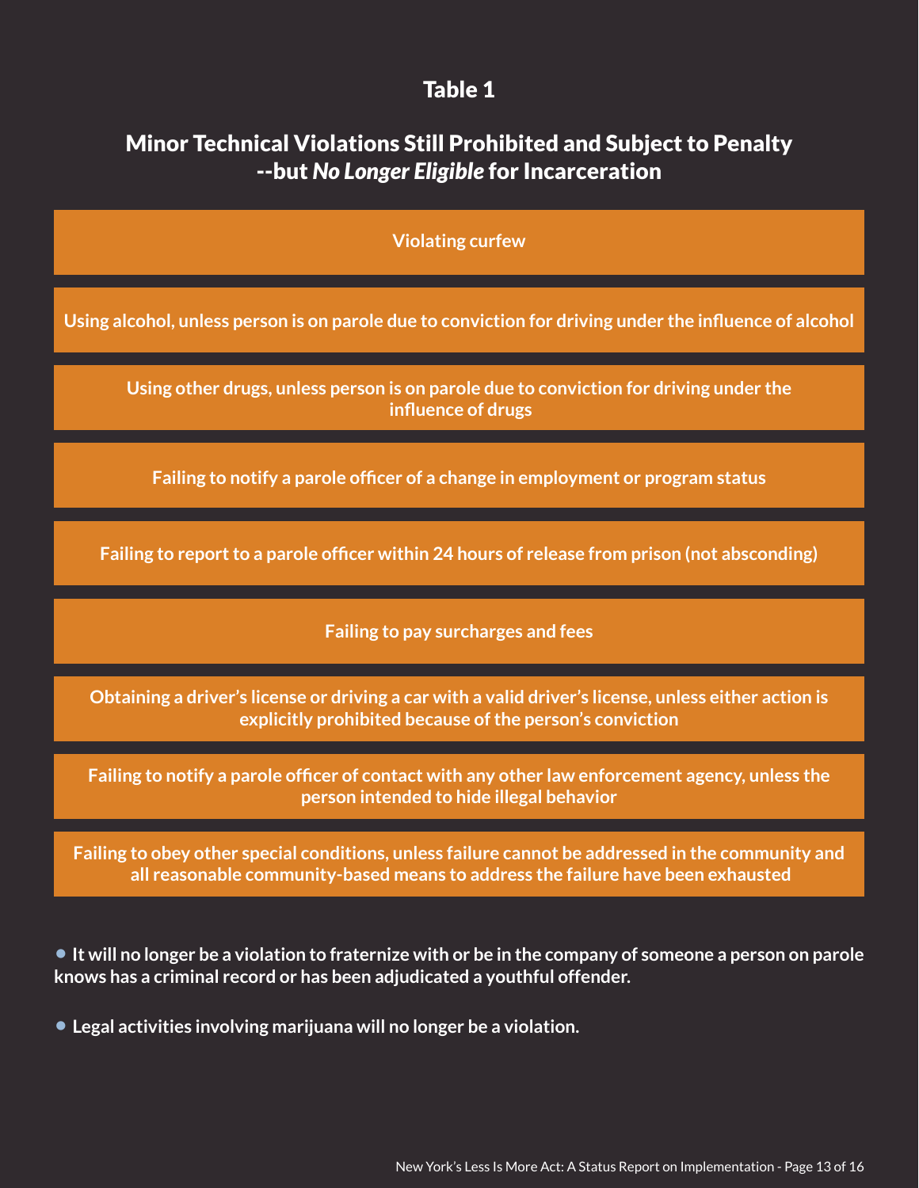## Table 1

### Minor Technical Violations Still Prohibited and Subject to Penalty --but *No Longer Eligible* for Incarceration

| Violating curfew |
| --- |
| Using alcohol, unless person is on parole due to conviction for driving under the influence of alcohol |
| Using other drugs, unless person is on parole due to conviction for driving under the influence of drugs |
| Failing to notify a parole officer of a change in employment or program status |
| Failing to report to a parole officer within 24 hours of release from prison (not absconding) |
| Failing to pay surcharges and fees |
| Obtaining a driver's license or driving a car with a valid driver's license, unless either action is explicitly prohibited because of the person's conviction |
| Failing to notify a parole officer of contact with any other law enforcement agency, unless the person intended to hide illegal behavior |
| Failing to obey other special conditions, unless failure cannot be addressed in the community and all reasonable community-based means to address the failure have been exhausted |

- **It will no longer be a violation to fraternize with or be in the company of someone a person on parole knows has a criminal record or has been adjudicated a youthful offender.**

- **Legal activities involving marijuana will no longer be a violation.**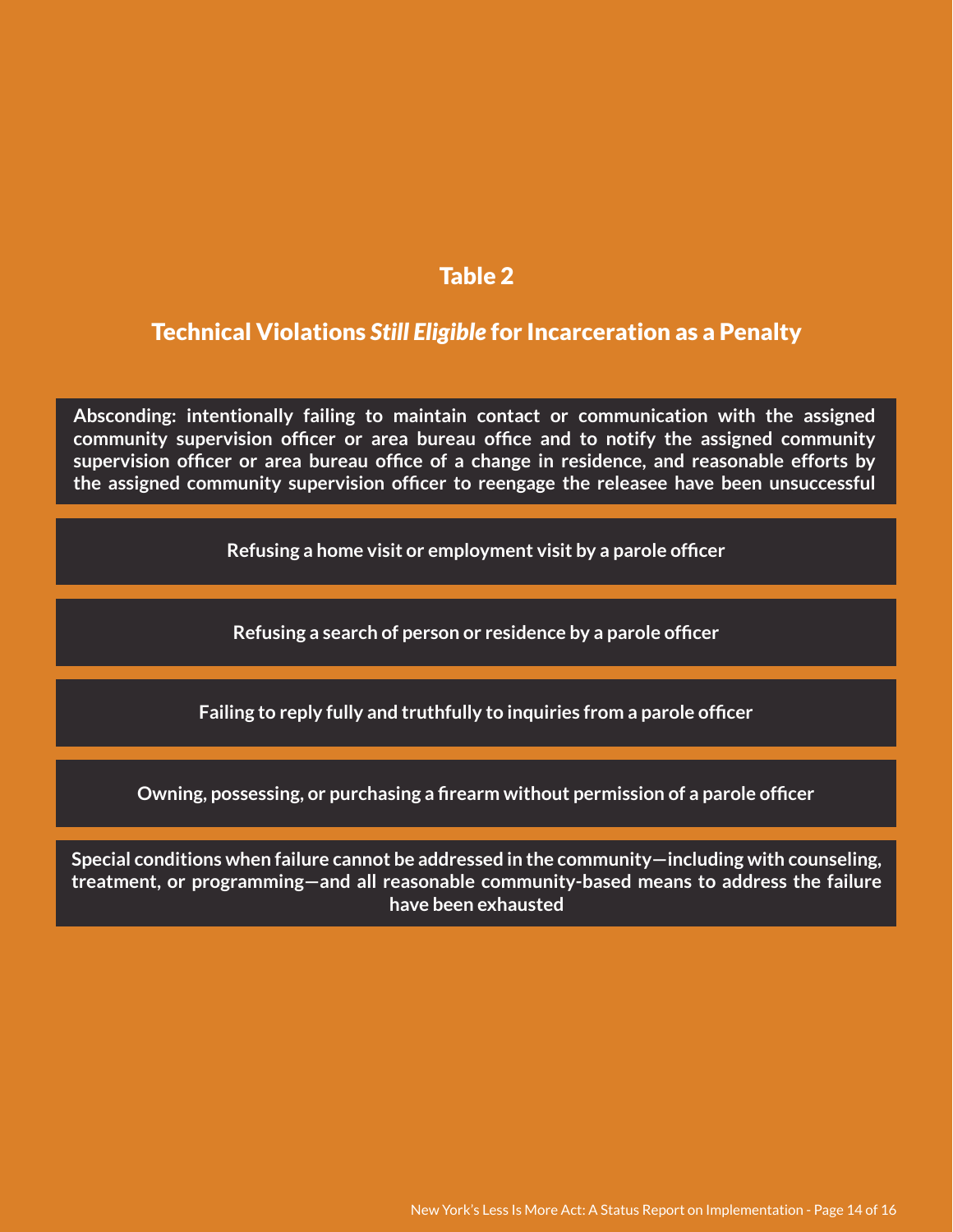## Table 2

## Technical Violations *Still Eligible* for Incarceration as a Penalty

**Absconding: intentionally failing to maintain contact or communication with the assigned community supervision officer or area bureau office and to notify the assigned community supervision officer or area bureau office of a change in residence, and reasonable efforts by the assigned community supervision officer to reengage the releasee have been unsuccessful**

**Refusing a home visit or employment visit by a parole officer**

**Refusing a search of person or residence by a parole officer**

**Failing to reply fully and truthfully to inquiries from a parole officer**

**Owning, possessing, or purchasing a firearm without permission of a parole officer**

**Special conditions when failure cannot be addressed in the community—including with counseling, treatment, or programming—and all reasonable community-based means to address the failure have been exhausted**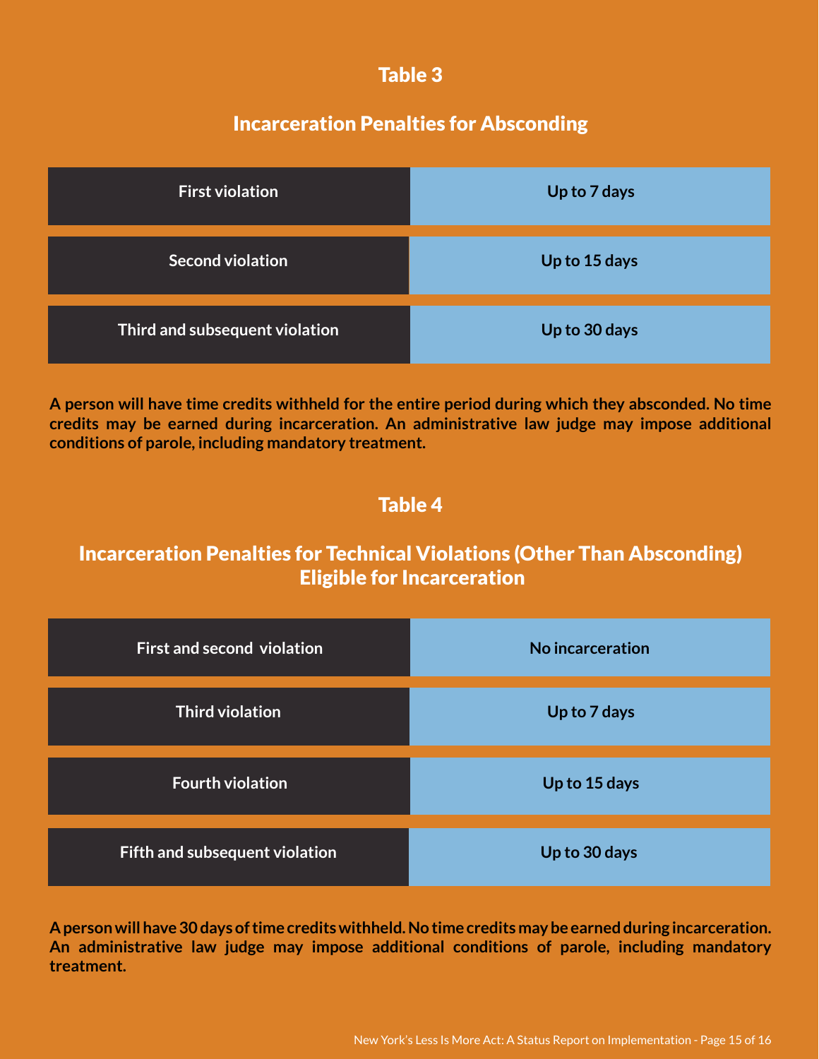## Table 3

### Incarceration Penalties for Absconding

| | |
|---|---|
| First violation | Up to 7 days |
| Second violation | Up to 15 days |
| Third and subsequent violation | Up to 30 days |

**A person will have time credits withheld for the entire period during which they absconded. No time credits may be earned during incarceration. An administrative law judge may impose additional conditions of parole, including mandatory treatment.**

## Table 4

### Incarceration Penalties for Technical Violations (Other Than Absconding) Eligible for Incarceration

| | |
|---|---|
| First and second violation | No incarceration |
| Third violation | Up to 7 days |
| Fourth violation | Up to 15 days |
| Fifth and subsequent violation | Up to 30 days |

**A person will have 30 days of time credits withheld. No time credits may be earned during incarceration. An administrative law judge may impose additional conditions of parole, including mandatory treatment.**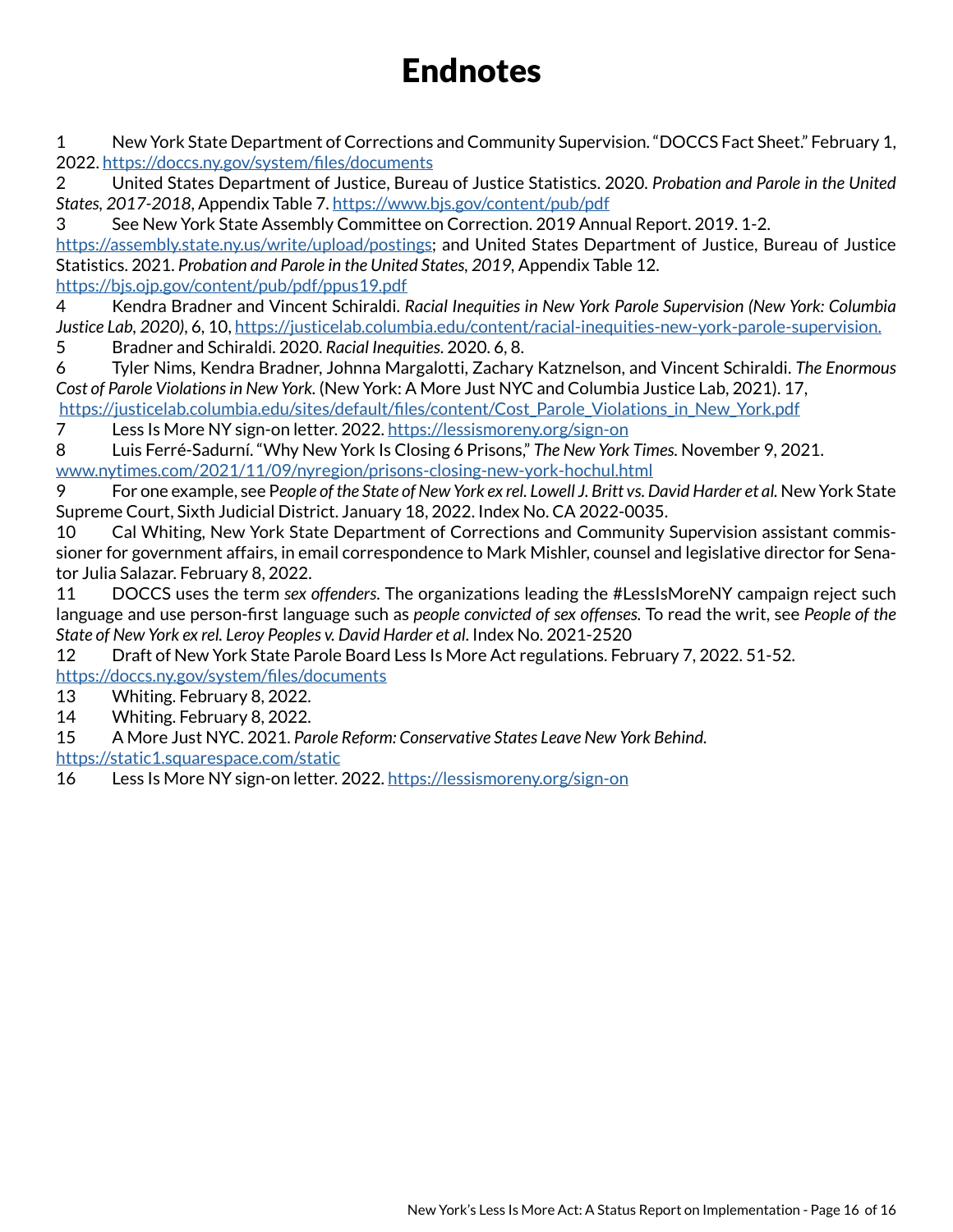# Endnotes

1 New York State Department of Corrections and Community Supervision. "DOCCS Fact Sheet." February 1, 2022. https://doccs.ny.gov/system/files/documents

2 United States Department of Justice, Bureau of Justice Statistics. 2020. *Probation and Parole in the United States, 2017-2018*, Appendix Table 7. https://www.bjs.gov/content/pub/pdf

3 See New York State Assembly Committee on Correction. 2019 Annual Report. 2019. 1-2. https://assembly.state.ny.us/write/upload/postings; and United States Department of Justice, Bureau of Justice Statistics. 2021. *Probation and Parole in the United States, 2019*, Appendix Table 12. https://bjs.ojp.gov/content/pub/pdf/ppus19.pdf

4 Kendra Bradner and Vincent Schiraldi. *Racial Inequities in New York Parole Supervision (New York: Columbia Justice Lab, 2020)*, 6, 10, https://justicelab.columbia.edu/content/racial-inequities-new-york-parole-supervision.

5 Bradner and Schiraldi. 2020. *Racial Inequities*. 2020. 6, 8.

6 Tyler Nims, Kendra Bradner, Johnna Margalotti, Zachary Katznelson, and Vincent Schiraldi. *The Enormous Cost of Parole Violations in New York.* (New York: A More Just NYC and Columbia Justice Lab, 2021). 17, https://justicelab.columbia.edu/sites/default/files/content/Cost_Parole_Violations_in_New_York.pdf

7 Less Is More NY sign-on letter. 2022. https://lessismoreny.org/sign-on

8 Luis Ferré-Sadurní. "Why New York Is Closing 6 Prisons," *The New York Times.* November 9, 2021. www.nytimes.com/2021/11/09/nyregion/prisons-closing-new-york-hochul.html

9 For one example, see P*eople of the State of New York ex rel. Lowell J. Britt vs. David Harder et al.* New York State Supreme Court, Sixth Judicial District. January 18, 2022. Index No. CA 2022-0035.

10 Cal Whiting, New York State Department of Corrections and Community Supervision assistant commissioner for government affairs, in email correspondence to Mark Mishler, counsel and legislative director for Senator Julia Salazar. February 8, 2022.

11 DOCCS uses the term *sex offenders.* The organizations leading the #LessIsMoreNY campaign reject such language and use person-first language such as *people convicted of sex offenses.* To read the writ, see *People of the State of New York ex rel. Leroy Peoples v. David Harder et al.* Index No. 2021-2520

12 Draft of New York State Parole Board Less Is More Act regulations. February 7, 2022. 51-52. https://doccs.ny.gov/system/files/documents

13 Whiting. February 8, 2022.

14 Whiting. February 8, 2022.

15 A More Just NYC. 2021. *Parole Reform: Conservative States Leave New York Behind.* https://static1.squarespace.com/static

16 Less Is More NY sign-on letter. 2022. https://lessismoreny.org/sign-on